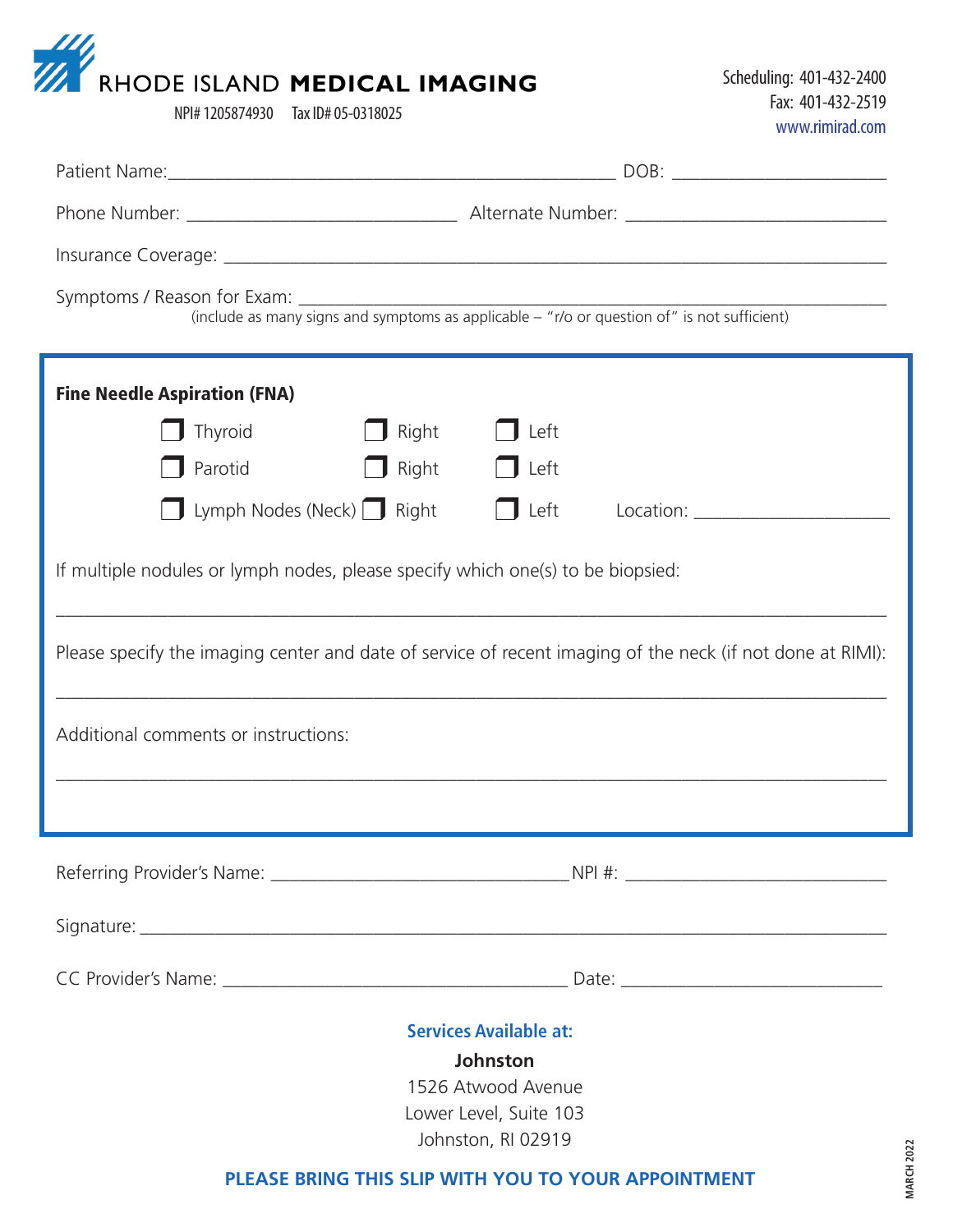# RHODE ISLAND **MEDICAL IMAGING**

NPI# 1205874930 Tax ID# 05-0318025

Scheduling: 401-432-2400
Fax: 401-432-2519
www.rimirad.com

Patient Name:_______________________________________________ DOB: ______________________

Phone Number: ____________________________ Alternate Number: ___________________________

Insurance Coverage: ______________________________________________________________________

Symptoms / Reason for Exam: _______________________________________________________________
(include as many signs and symptoms as applicable – "r/o or question of" is not sufficient)

**Fine Needle Aspiration (FNA)**

- ❒ Thyroid ❒ Right ❒ Left
- ❒ Parotid ❒ Right ❒ Left
- ❒ Lymph Nodes (Neck) ❒ Right ❒ Left Location: ____________________

If multiple nodules or lymph nodes, please specify which one(s) to be biopsied:

_____________________________________________________________________________________

Please specify the imaging center and date of service of recent imaging of the neck (if not done at RIMI):

_____________________________________________________________________________________

Additional comments or instructions:

_____________________________________________________________________________________

Referring Provider's Name: ________________________________ NPI #: ___________________________

Signature: _________________________________________________________________________

CC Provider's Name: _____________________________________ Date: ___________________________

**Services Available at:**

**Johnston**
1526 Atwood Avenue
Lower Level, Suite 103
Johnston, RI 02919

**PLEASE BRING THIS SLIP WITH YOU TO YOUR APPOINTMENT**

MARCH 2022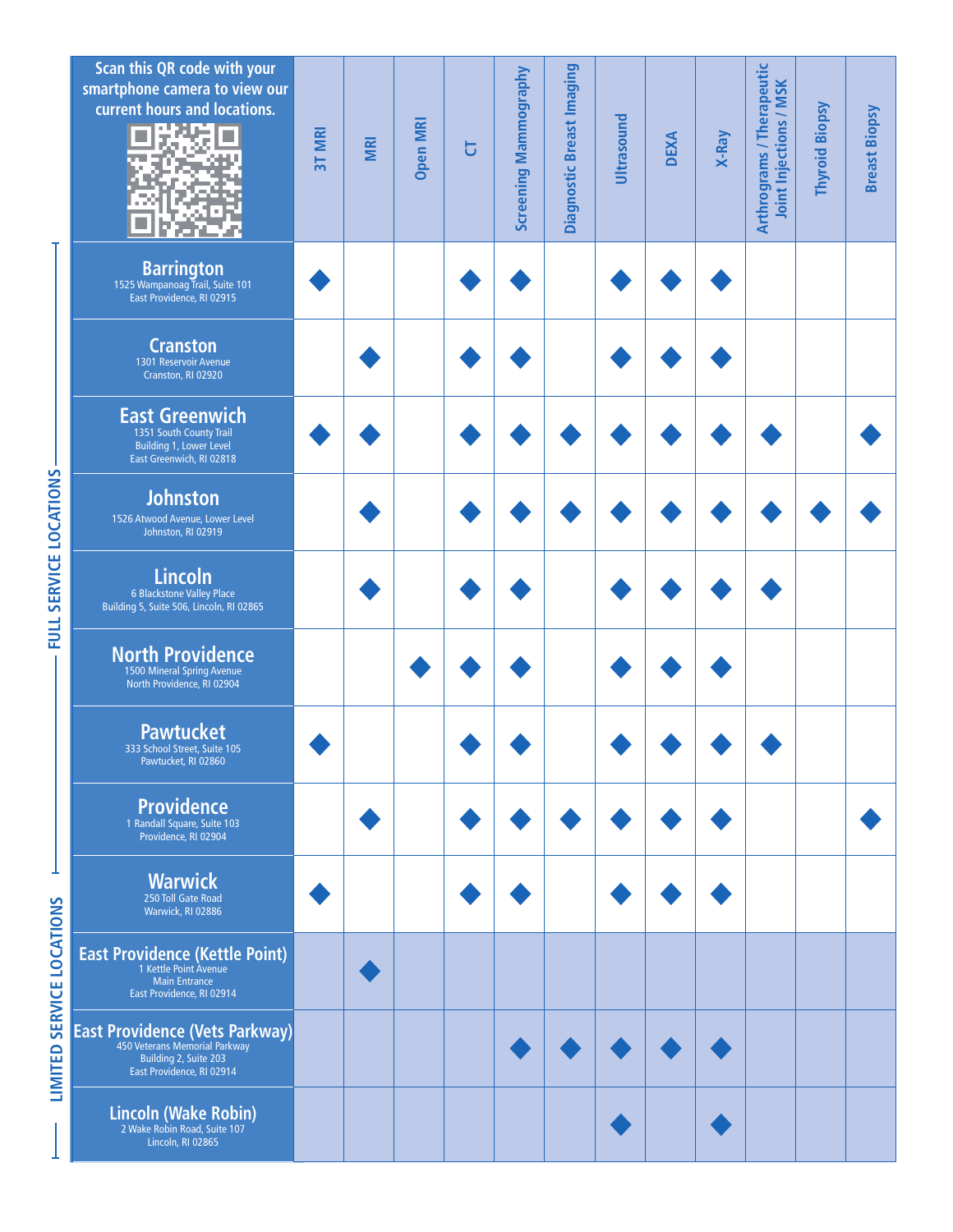| Scan this QR code with your smartphone camera to view our current hours and locations. | 3T MRI | MRI | Open MRI | CT | Screening Mammography | Diagnostic Breast Imaging | Ultrasound | DEXA | X-Ray | Arthrograms / Therapeutic Joint Injections / MSK | Thyroid Biopsy | Breast Biopsy |
|---|---|---|---|---|---|---|---|---|---|---|---|---|
| **FULL SERVICE LOCATIONS** | | | | | | | | | | | | |
| **Barrington** 1525 Wampanoag Trail, Suite 101 East Providence, RI 02915 | ◆ | | | ◆ | ◆ | | ◆ | ◆ | ◆ | | | |
| **Cranston** 1301 Reservoir Avenue Cranston, RI 02920 | | ◆ | | ◆ | ◆ | | ◆ | ◆ | ◆ | | | |
| **East Greenwich** 1351 South County Trail Building 1, Lower Level East Greenwich, RI 02818 | ◆ | ◆ | | ◆ | ◆ | ◆ | ◆ | ◆ | ◆ | ◆ | | ◆ |
| **Johnston** 1526 Atwood Avenue, Lower Level Johnston, RI 02919 | | ◆ | | ◆ | ◆ | ◆ | ◆ | ◆ | ◆ | ◆ | ◆ | ◆ |
| **Lincoln** 6 Blackstone Valley Place Building 5, Suite 506, Lincoln, RI 02865 | | ◆ | | ◆ | ◆ | | ◆ | ◆ | ◆ | ◆ | | |
| **North Providence** 1500 Mineral Spring Avenue North Providence, RI 02904 | | | ◆ | ◆ | ◆ | | ◆ | ◆ | ◆ | | | |
| **Pawtucket** 333 School Street, Suite 105 Pawtucket, RI 02860 | ◆ | | | ◆ | ◆ | | ◆ | ◆ | ◆ | ◆ | | |
| **Providence** 1 Randall Square, Suite 103 Providence, RI 02904 | | ◆ | | ◆ | ◆ | ◆ | ◆ | ◆ | ◆ | | | ◆ |
| **Warwick** 250 Toll Gate Road Warwick, RI 02886 | ◆ | | | ◆ | ◆ | | ◆ | ◆ | ◆ | | | |
| **LIMITED SERVICE LOCATIONS** | | | | | | | | | | | | |
| **East Providence (Kettle Point)** 1 Kettle Point Avenue Main Entrance East Providence, RI 02914 | | ◆ | | | | | | | | | | |
| **East Providence (Vets Parkway)** 450 Veterans Memorial Parkway Building 2, Suite 203 East Providence, RI 02914 | | | | | ◆ | ◆ | ◆ | ◆ | ◆ | | | |
| **Lincoln (Wake Robin)** 2 Wake Robin Road, Suite 107 Lincoln, RI 02865 | | | | | | | ◆ | | ◆ | | | |